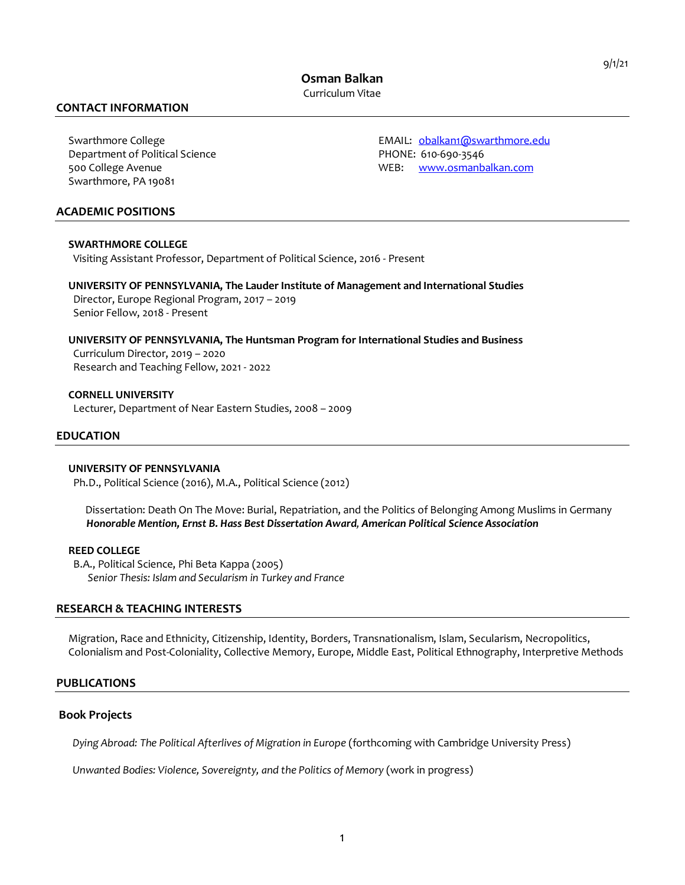9/1/21

# Osman Balkan

Curriculum Vitae

## CONTACT INFORMATION

Swarthmore College
Department of Political Science
500 College Avenue
Swarthmore, PA 19081

EMAIL: obalkan1@swarthmore.edu
PHONE: 610-690-3546
WEB: www.osmanbalkan.com

## ACADEMIC POSITIONS

**SWARTHMORE COLLEGE**
Visiting Assistant Professor, Department of Political Science, 2016 - Present

**UNIVERSITY OF PENNSYLVANIA, The Lauder Institute of Management and International Studies**
Director, Europe Regional Program, 2017 – 2019
Senior Fellow, 2018 - Present

**UNIVERSITY OF PENNSYLVANIA, The Huntsman Program for International Studies and Business**
Curriculum Director, 2019 – 2020
Research and Teaching Fellow, 2021 - 2022

**CORNELL UNIVERSITY**
Lecturer, Department of Near Eastern Studies, 2008 – 2009

## EDUCATION

**UNIVERSITY OF PENNSYLVANIA**
Ph.D., Political Science (2016), M.A., Political Science (2012)

Dissertation: Death On The Move: Burial, Repatriation, and the Politics of Belonging Among Muslims in Germany
***Honorable Mention, Ernst B. Hass Best Dissertation Award, American Political Science Association***

**REED COLLEGE**
B.A., Political Science, Phi Beta Kappa (2005)
*Senior Thesis: Islam and Secularism in Turkey and France*

## RESEARCH & TEACHING INTERESTS

Migration, Race and Ethnicity, Citizenship, Identity, Borders, Transnationalism, Islam, Secularism, Necropolitics, Colonialism and Post-Coloniality, Collective Memory, Europe, Middle East, Political Ethnography, Interpretive Methods

## PUBLICATIONS

### Book Projects

*Dying Abroad: The Political Afterlives of Migration in Europe* (forthcoming with Cambridge University Press)

*Unwanted Bodies: Violence, Sovereignty, and the Politics of Memory* (work in progress)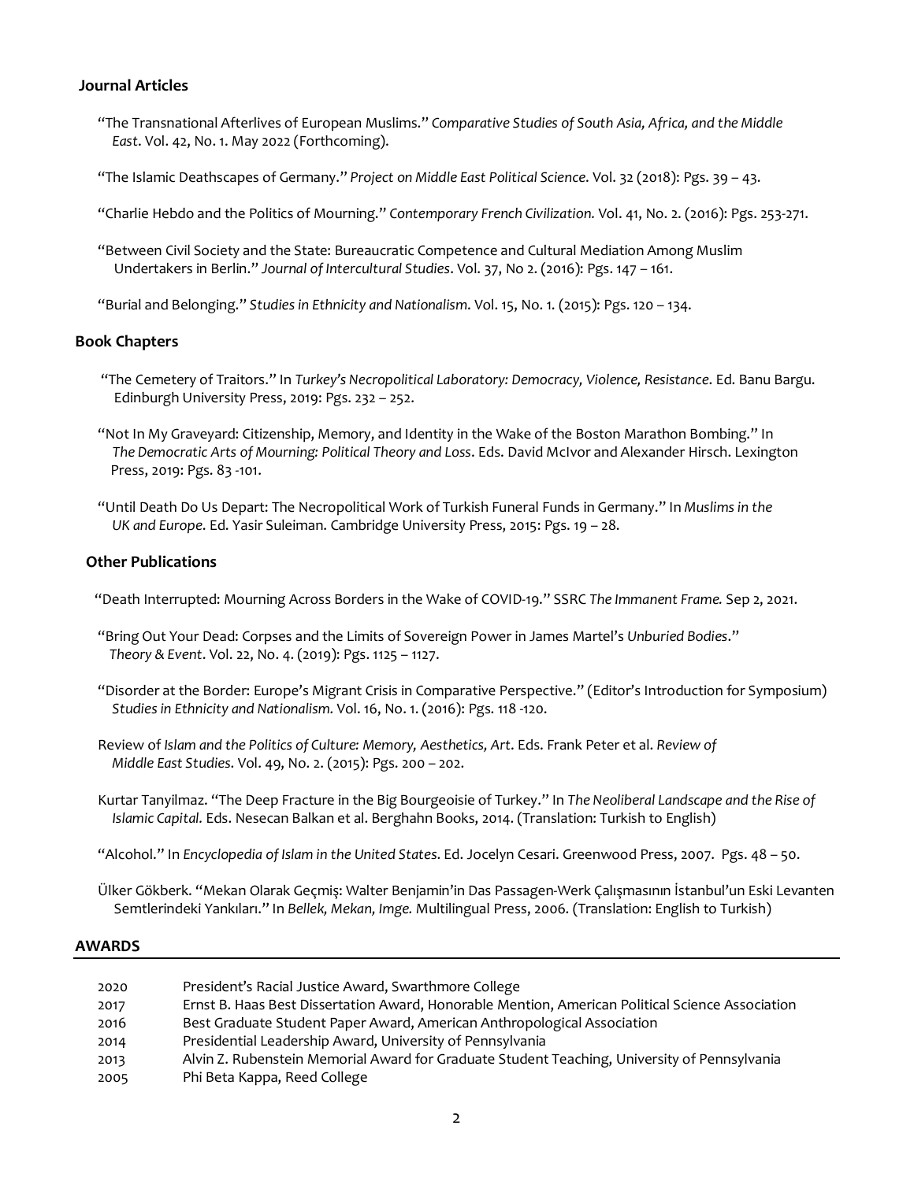## Journal Articles

"The Transnational Afterlives of European Muslims." *Comparative Studies of South Asia, Africa, and the Middle East*. Vol. 42, No. 1. May 2022 (Forthcoming).

"The Islamic Deathscapes of Germany." *Project on Middle East Political Science*. Vol. 32 (2018): Pgs. 39 – 43.

"Charlie Hebdo and the Politics of Mourning." *Contemporary French Civilization.* Vol. 41, No. 2. (2016): Pgs. 253-271.

"Between Civil Society and the State: Bureaucratic Competence and Cultural Mediation Among Muslim Undertakers in Berlin." *Journal of Intercultural Studies*. Vol. 37, No 2. (2016): Pgs. 147 – 161.

"Burial and Belonging." *Studies in Ethnicity and Nationalism*. Vol. 15, No. 1. (2015): Pgs. 120 – 134.

## Book Chapters

"The Cemetery of Traitors." In *Turkey's Necropolitical Laboratory: Democracy, Violence, Resistance*. Ed. Banu Bargu. Edinburgh University Press, 2019: Pgs. 232 – 252.

"Not In My Graveyard: Citizenship, Memory, and Identity in the Wake of the Boston Marathon Bombing." In *The Democratic Arts of Mourning: Political Theory and Loss*. Eds. David McIvor and Alexander Hirsch. Lexington Press, 2019: Pgs. 83 -101.

"Until Death Do Us Depart: The Necropolitical Work of Turkish Funeral Funds in Germany." In *Muslims in the UK and Europe.* Ed. Yasir Suleiman. Cambridge University Press, 2015: Pgs. 19 – 28.

## Other Publications

"Death Interrupted: Mourning Across Borders in the Wake of COVID-19." SSRC *The Immanent Frame.* Sep 2, 2021.

"Bring Out Your Dead: Corpses and the Limits of Sovereign Power in James Martel's *Unburied Bodies*." *Theory & Event*. Vol. 22, No. 4. (2019): Pgs. 1125 – 1127.

"Disorder at the Border: Europe's Migrant Crisis in Comparative Perspective." (Editor's Introduction for Symposium) *Studies in Ethnicity and Nationalism.* Vol. 16, No. 1. (2016): Pgs. 118 -120.

Review of *Islam and the Politics of Culture: Memory, Aesthetics, Art*. Eds. Frank Peter et al. *Review of Middle East Studies.* Vol. 49, No. 2. (2015): Pgs. 200 – 202.

Kurtar Tanyilmaz. "The Deep Fracture in the Big Bourgeoisie of Turkey." In *The Neoliberal Landscape and the Rise of Islamic Capital.* Eds. Nesecan Balkan et al. Berghahn Books, 2014. (Translation: Turkish to English)

"Alcohol." In *Encyclopedia of Islam in the United States*. Ed. Jocelyn Cesari. Greenwood Press, 2007. Pgs. 48 – 50.

Ülker Gökberk. "Mekan Olarak Geçmiş: Walter Benjamin'in Das Passagen-Werk Çalışmasının İstanbul'un Eski Levanten Semtlerindeki Yankıları." In *Bellek, Mekan, Imge.* Multilingual Press, 2006. (Translation: English to Turkish)

## AWARDS

| | |
|---|---|
| 2020 | President's Racial Justice Award, Swarthmore College |
| 2017 | Ernst B. Haas Best Dissertation Award, Honorable Mention, American Political Science Association |
| 2016 | Best Graduate Student Paper Award, American Anthropological Association |
| 2014 | Presidential Leadership Award, University of Pennsylvania |
| 2013 | Alvin Z. Rubenstein Memorial Award for Graduate Student Teaching, University of Pennsylvania |
| 2005 | Phi Beta Kappa, Reed College |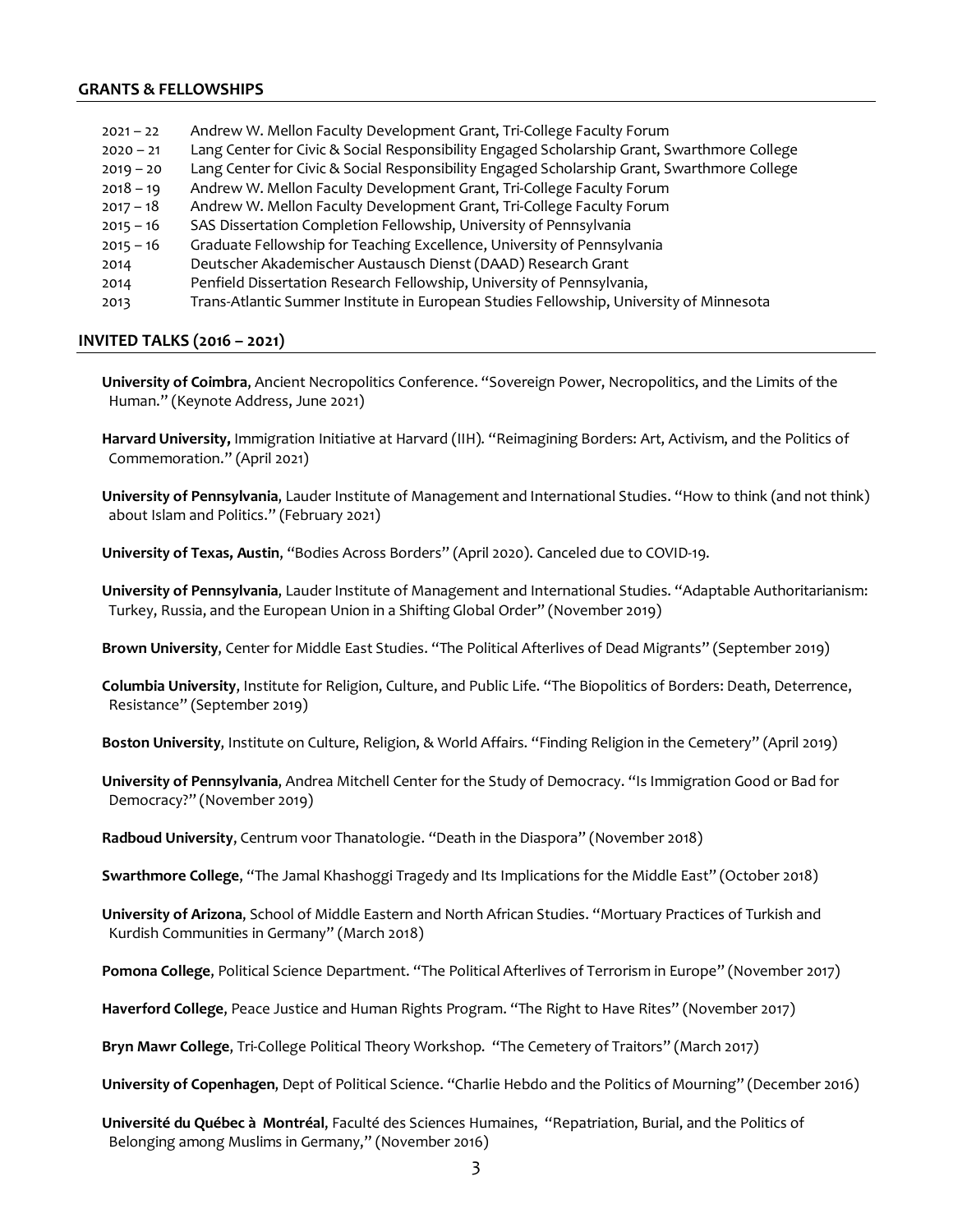## GRANTS & FELLOWSHIPS

| | |
|---|---|
| 2021 – 22 | Andrew W. Mellon Faculty Development Grant, Tri-College Faculty Forum |
| 2020 – 21 | Lang Center for Civic & Social Responsibility Engaged Scholarship Grant, Swarthmore College |
| 2019 – 20 | Lang Center for Civic & Social Responsibility Engaged Scholarship Grant, Swarthmore College |
| 2018 – 19 | Andrew W. Mellon Faculty Development Grant, Tri-College Faculty Forum |
| 2017 – 18 | Andrew W. Mellon Faculty Development Grant, Tri-College Faculty Forum |
| 2015 – 16 | SAS Dissertation Completion Fellowship, University of Pennsylvania |
| 2015 – 16 | Graduate Fellowship for Teaching Excellence, University of Pennsylvania |
| 2014 | Deutscher Akademischer Austausch Dienst (DAAD) Research Grant |
| 2014 | Penfield Dissertation Research Fellowship, University of Pennsylvania, |
| 2013 | Trans-Atlantic Summer Institute in European Studies Fellowship, University of Minnesota |

## INVITED TALKS (2016 – 2021)

**University of Coimbra**, Ancient Necropolitics Conference. "Sovereign Power, Necropolitics, and the Limits of the Human." (Keynote Address, June 2021)

**Harvard University,** Immigration Initiative at Harvard (IIH). "Reimagining Borders: Art, Activism, and the Politics of Commemoration." (April 2021)

**University of Pennsylvania**, Lauder Institute of Management and International Studies. "How to think (and not think) about Islam and Politics." (February 2021)

**University of Texas, Austin**, "Bodies Across Borders" (April 2020). Canceled due to COVID-19.

**University of Pennsylvania**, Lauder Institute of Management and International Studies. "Adaptable Authoritarianism: Turkey, Russia, and the European Union in a Shifting Global Order" (November 2019)

**Brown University**, Center for Middle East Studies. "The Political Afterlives of Dead Migrants" (September 2019)

**Columbia University**, Institute for Religion, Culture, and Public Life. "The Biopolitics of Borders: Death, Deterrence, Resistance" (September 2019)

**Boston University**, Institute on Culture, Religion, & World Affairs. "Finding Religion in the Cemetery" (April 2019)

**University of Pennsylvania**, Andrea Mitchell Center for the Study of Democracy. "Is Immigration Good or Bad for Democracy?" (November 2019)

**Radboud University**, Centrum voor Thanatologie. "Death in the Diaspora" (November 2018)

**Swarthmore College**, "The Jamal Khashoggi Tragedy and Its Implications for the Middle East" (October 2018)

**University of Arizona**, School of Middle Eastern and North African Studies. "Mortuary Practices of Turkish and Kurdish Communities in Germany" (March 2018)

**Pomona College**, Political Science Department. "The Political Afterlives of Terrorism in Europe" (November 2017)

**Haverford College**, Peace Justice and Human Rights Program. "The Right to Have Rites" (November 2017)

**Bryn Mawr College**, Tri-College Political Theory Workshop. "The Cemetery of Traitors" (March 2017)

**University of Copenhagen**, Dept of Political Science. "Charlie Hebdo and the Politics of Mourning" (December 2016)

**Université du Québec à Montréal**, Faculté des Sciences Humaines, "Repatriation, Burial, and the Politics of Belonging among Muslims in Germany," (November 2016)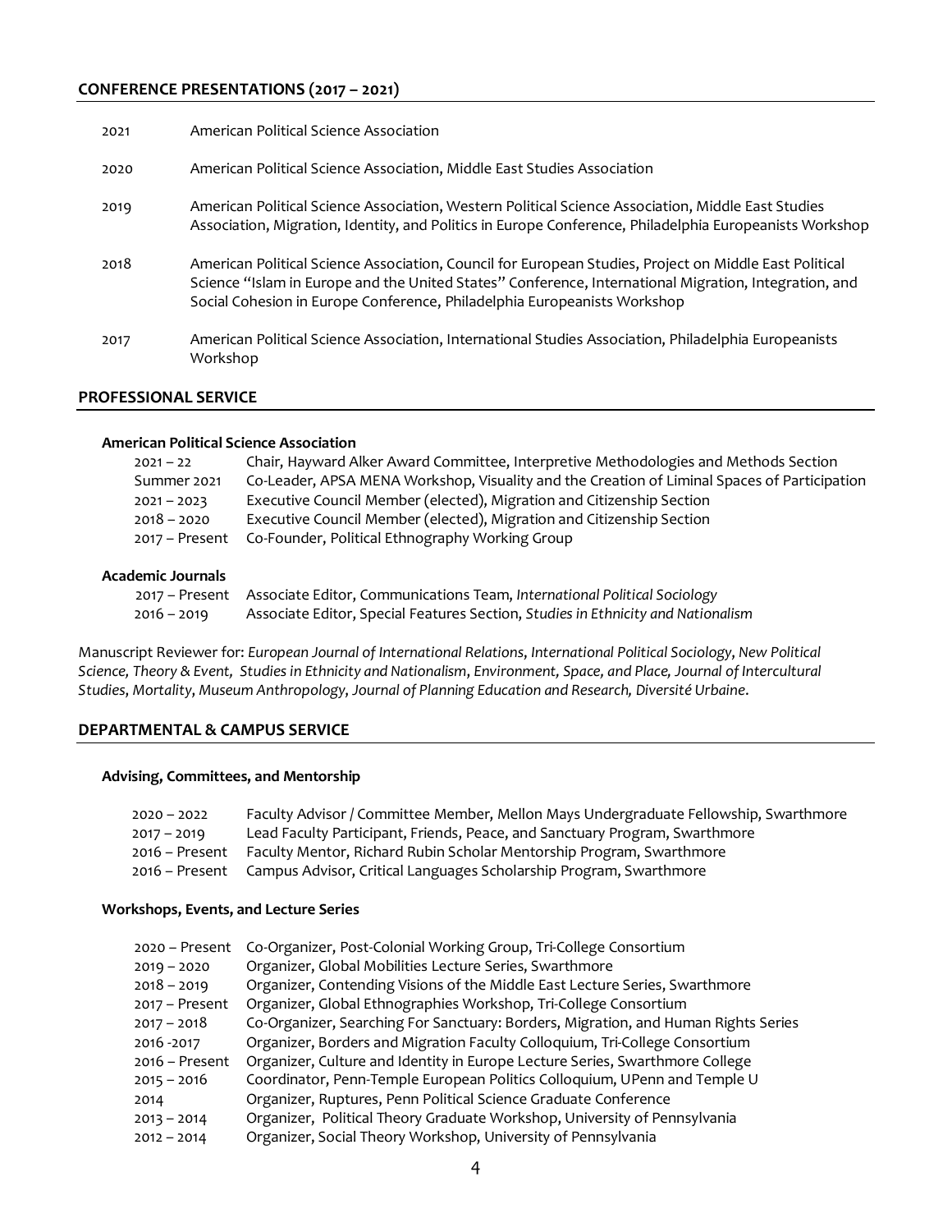## CONFERENCE PRESENTATIONS (2017 – 2021)

| | |
|---|---|
| 2021 | American Political Science Association |
| 2020 | American Political Science Association, Middle East Studies Association |
| 2019 | American Political Science Association, Western Political Science Association, Middle East Studies Association, Migration, Identity, and Politics in Europe Conference, Philadelphia Europeanists Workshop |
| 2018 | American Political Science Association, Council for European Studies, Project on Middle East Political Science "Islam in Europe and the United States" Conference, International Migration, Integration, and Social Cohesion in Europe Conference, Philadelphia Europeanists Workshop |
| 2017 | American Political Science Association, International Studies Association, Philadelphia Europeanists Workshop |

## PROFESSIONAL SERVICE

### American Political Science Association

| | |
|---|---|
| 2021 – 22 | Chair, Hayward Alker Award Committee, Interpretive Methodologies and Methods Section |
| Summer 2021 | Co-Leader, APSA MENA Workshop, Visuality and the Creation of Liminal Spaces of Participation |
| 2021 – 2023 | Executive Council Member (elected), Migration and Citizenship Section |
| 2018 – 2020 | Executive Council Member (elected), Migration and Citizenship Section |
| 2017 – Present | Co-Founder, Political Ethnography Working Group |

### Academic Journals

| | |
|---|---|
| 2017 – Present | Associate Editor, Communications Team, *International Political Sociology* |
| 2016 – 2019 | Associate Editor, Special Features Section, *Studies in Ethnicity and Nationalism* |

Manuscript Reviewer for: *European Journal of International Relations*, *International Political Sociology*, *New Political Science, Theory & Event, Studies in Ethnicity and Nationalism*, *Environment, Space, and Place, Journal of Intercultural Studies*, *Mortality*, *Museum Anthropology*, *Journal of Planning Education and Research, Diversité Urbaine*.

## DEPARTMENTAL & CAMPUS SERVICE

### Advising, Committees, and Mentorship

| | |
|---|---|
| 2020 – 2022 | Faculty Advisor / Committee Member, Mellon Mays Undergraduate Fellowship, Swarthmore |
| 2017 – 2019 | Lead Faculty Participant, Friends, Peace, and Sanctuary Program, Swarthmore |
| 2016 – Present | Faculty Mentor, Richard Rubin Scholar Mentorship Program, Swarthmore |
| 2016 – Present | Campus Advisor, Critical Languages Scholarship Program, Swarthmore |

### Workshops, Events, and Lecture Series

| | |
|---|---|
| 2020 – Present | Co-Organizer, Post-Colonial Working Group, Tri-College Consortium |
| 2019 – 2020 | Organizer, Global Mobilities Lecture Series, Swarthmore |
| 2018 – 2019 | Organizer, Contending Visions of the Middle East Lecture Series, Swarthmore |
| 2017 – Present | Organizer, Global Ethnographies Workshop, Tri-College Consortium |
| 2017 – 2018 | Co-Organizer, Searching For Sanctuary: Borders, Migration, and Human Rights Series |
| 2016 -2017 | Organizer, Borders and Migration Faculty Colloquium, Tri-College Consortium |
| 2016 – Present | Organizer, Culture and Identity in Europe Lecture Series, Swarthmore College |
| 2015 – 2016 | Coordinator, Penn-Temple European Politics Colloquium, UPenn and Temple U |
| 2014 | Organizer, Ruptures, Penn Political Science Graduate Conference |
| 2013 – 2014 | Organizer, Political Theory Graduate Workshop, University of Pennsylvania |
| 2012 – 2014 | Organizer, Social Theory Workshop, University of Pennsylvania |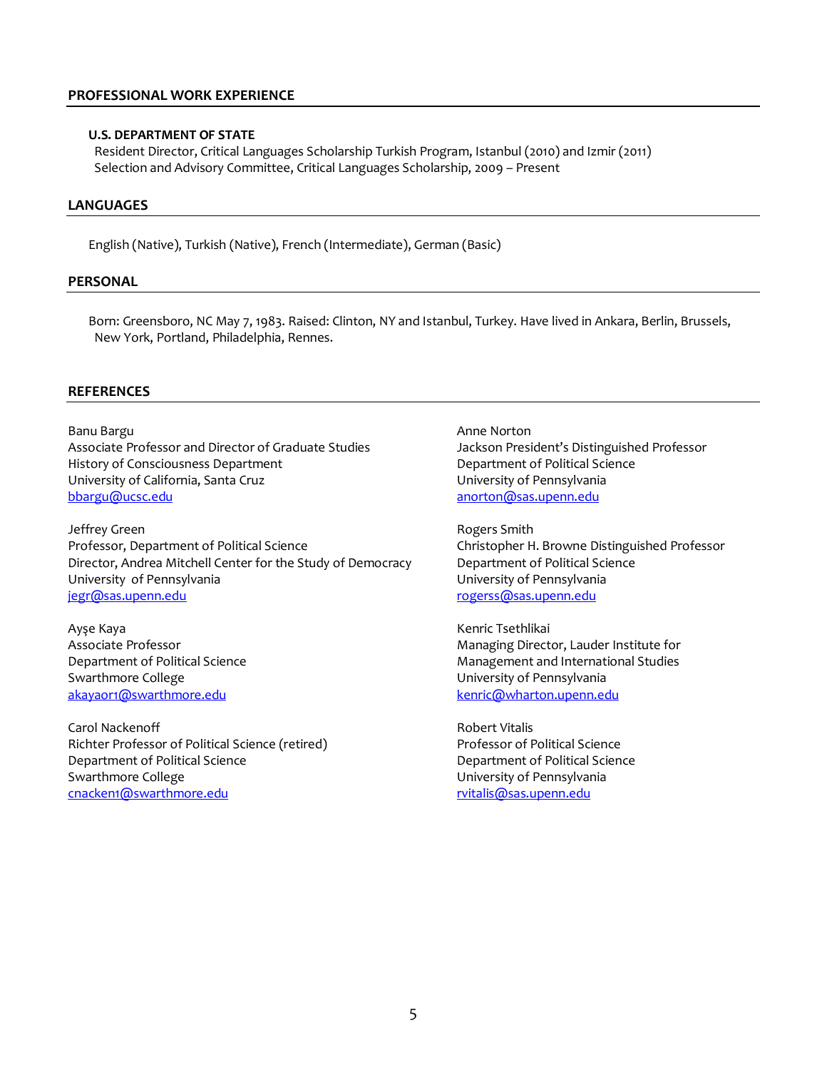## PROFESSIONAL WORK EXPERIENCE

**U.S. DEPARTMENT OF STATE**
Resident Director, Critical Languages Scholarship Turkish Program, Istanbul (2010) and Izmir (2011)
Selection and Advisory Committee, Critical Languages Scholarship, 2009 – Present

## LANGUAGES

English (Native), Turkish (Native), French (Intermediate), German (Basic)

## PERSONAL

Born: Greensboro, NC May 7, 1983. Raised: Clinton, NY and Istanbul, Turkey. Have lived in Ankara, Berlin, Brussels, New York, Portland, Philadelphia, Rennes.

## REFERENCES

Banu Bargu
Associate Professor and Director of Graduate Studies
History of Consciousness Department
University of California, Santa Cruz
bbargu@ucsc.edu

Jeffrey Green
Professor, Department of Political Science
Director, Andrea Mitchell Center for the Study of Democracy
University of Pennsylvania
jegr@sas.upenn.edu

Ayşe Kaya
Associate Professor
Department of Political Science
Swarthmore College
akayaor1@swarthmore.edu

Carol Nackenoff
Richter Professor of Political Science (retired)
Department of Political Science
Swarthmore College
cnacken1@swarthmore.edu

Anne Norton
Jackson President's Distinguished Professor
Department of Political Science
University of Pennsylvania
anorton@sas.upenn.edu

Rogers Smith
Christopher H. Browne Distinguished Professor
Department of Political Science
University of Pennsylvania
rogerss@sas.upenn.edu

Kenric Tsethlikai
Managing Director, Lauder Institute for Management and International Studies
University of Pennsylvania
kenric@wharton.upenn.edu

Robert Vitalis
Professor of Political Science
Department of Political Science
University of Pennsylvania
rvitalis@sas.upenn.edu